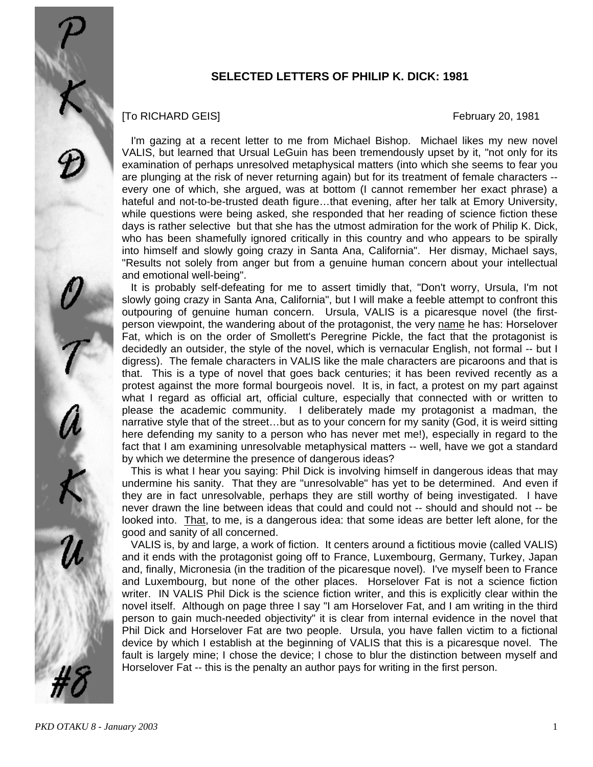## SELECTED LETTERS OF PHILIP K. DICK: 1981

[To RICHARD GEIS] February 20, 1981

I'm gazing at a recent letter to me from Michael Bishop. Michael likes my new novel VALIS, but learned that Ursual LeGuin has been tremendously upset by it, "not only for its examination of perhaps unresolved metaphysical matters (into which she seems to fear you are plunging at the risk of never returning again) but for its treatment of female characters -- every one of which, she argued, was at bottom (I cannot remember her exact phrase) a hateful and not-to-be-trusted death figure…that evening, after her talk at Emory University, while questions were being asked, she responded that her reading of science fiction these days is rather selective but that she has the utmost admiration for the work of Philip K. Dick, who has been shamefully ignored critically in this country and who appears to be spirally into himself and slowly going crazy in Santa Ana, California". Her dismay, Michael says, "Results not solely from anger but from a genuine human concern about your intellectual and emotional well-being".

It is probably self-defeating for me to assert timidly that, "Don't worry, Ursula, I'm not slowly going crazy in Santa Ana, California", but I will make a feeble attempt to confront this outpouring of genuine human concern. Ursula, VALIS is a picaresque novel (the first-person viewpoint, the wandering about of the protagonist, the very <u>name</u> he has: Horselover Fat, which is on the order of Smollett's Peregrine Pickle, the fact that the protagonist is decidedly an outsider, the style of the novel, which is vernacular English, not formal -- but I digress). The female characters in VALIS like the male characters are picaroons and that is that. This is a type of novel that goes back centuries; it has been revived recently as a protest against the more formal bourgeois novel. It is, in fact, a protest on my part against what I regard as official art, official culture, especially that connected with or written to please the academic community. I deliberately made my protagonist a madman, the narrative style that of the street…but as to your concern for my sanity (God, it is weird sitting here defending my sanity to a person who has never met me!), especially in regard to the fact that I am examining unresolvable metaphysical matters -- well, have we got a standard by which we determine the presence of dangerous ideas?

This is what I hear you saying: Phil Dick is involving himself in dangerous ideas that may undermine his sanity. That they are "unresolvable" has yet to be determined. And even if they are in fact unresolvable, perhaps they are still worthy of being investigated. I have never drawn the line between ideas that could and could not -- should and should not -- be looked into. <u>That</u>, to me, is a dangerous idea: that some ideas are better left alone, for the good and sanity of all concerned.

VALIS is, by and large, a work of fiction. It centers around a fictitious movie (called VALIS) and it ends with the protagonist going off to France, Luxembourg, Germany, Turkey, Japan and, finally, Micronesia (in the tradition of the picaresque novel). I've myself been to France and Luxembourg, but none of the other places. Horselover Fat is not a science fiction writer. IN VALIS Phil Dick is the science fiction writer, and this is explicitly clear within the novel itself. Although on page three I say "I am Horselover Fat, and I am writing in the third person to gain much-needed objectivity" it is clear from internal evidence in the novel that Phil Dick and Horselover Fat are two people. Ursula, you have fallen victim to a fictional device by which I establish at the beginning of VALIS that this is a picaresque novel. The fault is largely mine; I chose the device; I chose to blur the distinction between myself and Horselover Fat -- this is the penalty an author pays for writing in the first person.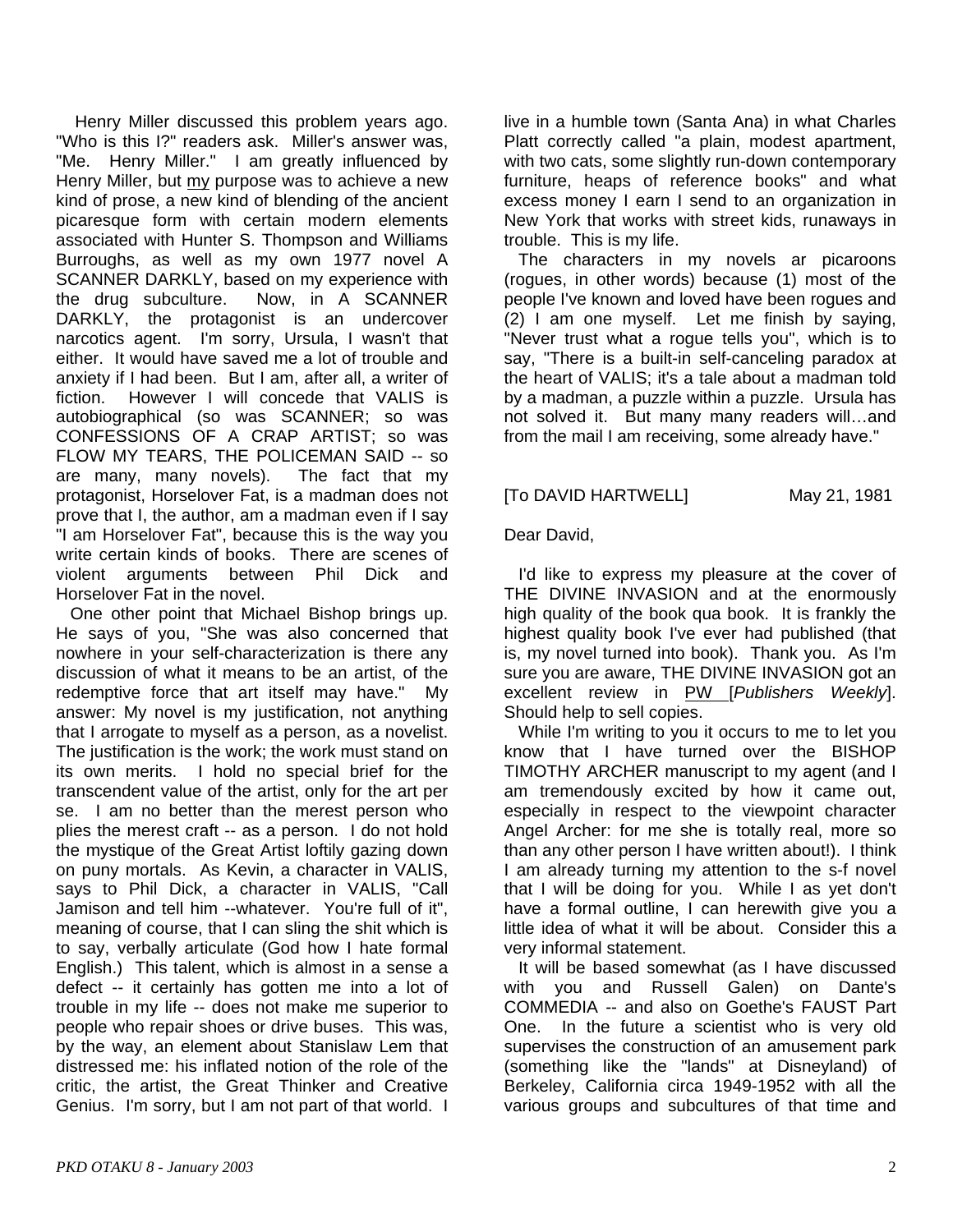Henry Miller discussed this problem years ago. "Who is this I?" readers ask. Miller's answer was, "Me. Henry Miller." I am greatly influenced by Henry Miller, but my purpose was to achieve a new kind of prose, a new kind of blending of the ancient picaresque form with certain modern elements associated with Hunter S. Thompson and Williams Burroughs, as well as my own 1977 novel A SCANNER DARKLY, based on my experience with the drug subculture. Now, in A SCANNER DARKLY, the protagonist is an undercover narcotics agent. I'm sorry, Ursula, I wasn't that either. It would have saved me a lot of trouble and anxiety if I had been. But I am, after all, a writer of fiction. However I will concede that VALIS is autobiographical (so was SCANNER; so was CONFESSIONS OF A CRAP ARTIST; so was FLOW MY TEARS, THE POLICEMAN SAID -- so are many, many novels). The fact that my protagonist, Horselover Fat, is a madman does not prove that I, the author, am a madman even if I say "I am Horselover Fat", because this is the way you write certain kinds of books. There are scenes of violent arguments between Phil Dick and Horselover Fat in the novel.

One other point that Michael Bishop brings up. He says of you, "She was also concerned that nowhere in your self-characterization is there any discussion of what it means to be an artist, of the redemptive force that art itself may have." My answer: My novel is my justification, not anything that I arrogate to myself as a person, as a novelist. The justification is the work; the work must stand on its own merits. I hold no special brief for the transcendent value of the artist, only for the art per se. I am no better than the merest person who plies the merest craft -- as a person. I do not hold the mystique of the Great Artist loftily gazing down on puny mortals. As Kevin, a character in VALIS, says to Phil Dick, a character in VALIS, "Call Jamison and tell him --whatever. You're full of it", meaning of course, that I can sling the shit which is to say, verbally articulate (God how I hate formal English.) This talent, which is almost in a sense a defect -- it certainly has gotten me into a lot of trouble in my life -- does not make me superior to people who repair shoes or drive buses. This was, by the way, an element about Stanislaw Lem that distressed me: his inflated notion of the role of the critic, the artist, the Great Thinker and Creative Genius. I'm sorry, but I am not part of that world. I live in a humble town (Santa Ana) in what Charles Platt correctly called "a plain, modest apartment, with two cats, some slightly run-down contemporary furniture, heaps of reference books" and what excess money I earn I send to an organization in New York that works with street kids, runaways in trouble. This is my life.

The characters in my novels ar picaroons (rogues, in other words) because (1) most of the people I've known and loved have been rogues and (2) I am one myself. Let me finish by saying, "Never trust what a rogue tells you", which is to say, "There is a built-in self-canceling paradox at the heart of VALIS; it's a tale about a madman told by a madman, a puzzle within a puzzle. Ursula has not solved it. But many many readers will…and from the mail I am receiving, some already have."

[To DAVID HARTWELL] May 21, 1981

Dear David,

I'd like to express my pleasure at the cover of THE DIVINE INVASION and at the enormously high quality of the book qua book. It is frankly the highest quality book I've ever had published (that is, my novel turned into book). Thank you. As I'm sure you are aware, THE DIVINE INVASION got an excellent review in PW [*Publishers Weekly*]. Should help to sell copies.

While I'm writing to you it occurs to me to let you know that I have turned over the BISHOP TIMOTHY ARCHER manuscript to my agent (and I am tremendously excited by how it came out, especially in respect to the viewpoint character Angel Archer: for me she is totally real, more so than any other person I have written about!). I think I am already turning my attention to the s-f novel that I will be doing for you. While I as yet don't have a formal outline, I can herewith give you a little idea of what it will be about. Consider this a very informal statement.

It will be based somewhat (as I have discussed with you and Russell Galen) on Dante's COMMEDIA -- and also on Goethe's FAUST Part One. In the future a scientist who is very old supervises the construction of an amusement park (something like the "lands" at Disneyland) of Berkeley, California circa 1949-1952 with all the various groups and subcultures of that time and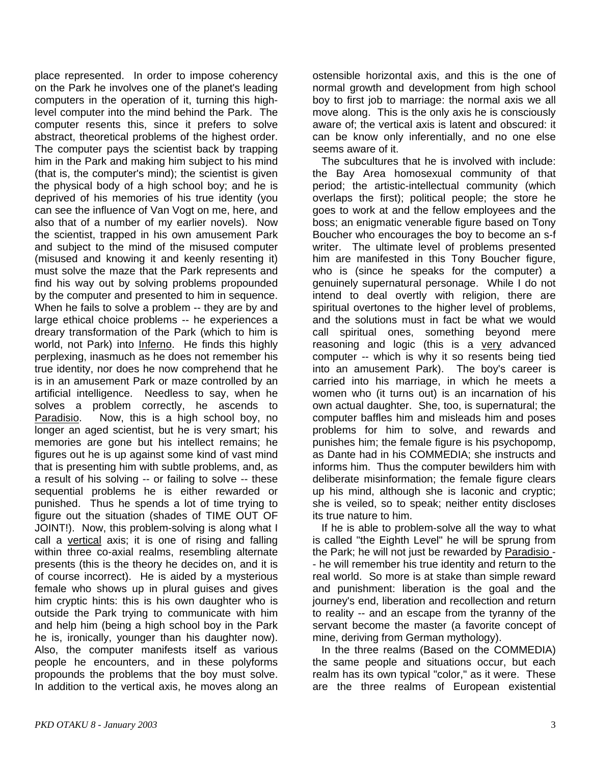place represented. In order to impose coherency on the Park he involves one of the planet's leading computers in the operation of it, turning this high-level computer into the mind behind the Park. The computer resents this, since it prefers to solve abstract, theoretical problems of the highest order. The computer pays the scientist back by trapping him in the Park and making him subject to his mind (that is, the computer's mind); the scientist is given the physical body of a high school boy; and he is deprived of his memories of his true identity (you can see the influence of Van Vogt on me, here, and also that of a number of my earlier novels). Now the scientist, trapped in his own amusement Park and subject to the mind of the misused computer (misused and knowing it and keenly resenting it) must solve the maze that the Park represents and find his way out by solving problems propounded by the computer and presented to him in sequence. When he fails to solve a problem -- they are by and large ethical choice problems -- he experiences a dreary transformation of the Park (which to him is world, not Park) into Inferno. He finds this highly perplexing, inasmuch as he does not remember his true identity, nor does he now comprehend that he is in an amusement Park or maze controlled by an artificial intelligence. Needless to say, when he solves a problem correctly, he ascends to Paradisio. Now, this is a high school boy, no longer an aged scientist, but he is very smart; his memories are gone but his intellect remains; he figures out he is up against some kind of vast mind that is presenting him with subtle problems, and, as a result of his solving -- or failing to solve -- these sequential problems he is either rewarded or punished. Thus he spends a lot of time trying to figure out the situation (shades of TIME OUT OF JOINT!). Now, this problem-solving is along what I call a vertical axis; it is one of rising and falling within three co-axial realms, resembling alternate presents (this is the theory he decides on, and it is of course incorrect). He is aided by a mysterious female who shows up in plural guises and gives him cryptic hints: this is his own daughter who is outside the Park trying to communicate with him and help him (being a high school boy in the Park he is, ironically, younger than his daughter now). Also, the computer manifests itself as various people he encounters, and in these polyforms propounds the problems that the boy must solve. In addition to the vertical axis, he moves along an ostensible horizontal axis, and this is the one of normal growth and development from high school boy to first job to marriage: the normal axis we all move along. This is the only axis he is consciously aware of; the vertical axis is latent and obscured: it can be know only inferentially, and no one else seems aware of it.

The subcultures that he is involved with include: the Bay Area homosexual community of that period; the artistic-intellectual community (which overlaps the first); political people; the store he goes to work at and the fellow employees and the boss; an enigmatic venerable figure based on Tony Boucher who encourages the boy to become an s-f writer. The ultimate level of problems presented him are manifested in this Tony Boucher figure, who is (since he speaks for the computer) a genuinely supernatural personage. While I do not intend to deal overtly with religion, there are spiritual overtones to the higher level of problems, and the solutions must in fact be what we would call spiritual ones, something beyond mere reasoning and logic (this is a very advanced computer -- which is why it so resents being tied into an amusement Park). The boy's career is carried into his marriage, in which he meets a women who (it turns out) is an incarnation of his own actual daughter. She, too, is supernatural; the computer baffles him and misleads him and poses problems for him to solve, and rewards and punishes him; the female figure is his psychopomp, as Dante had in his COMMEDIA; she instructs and informs him. Thus the computer bewilders him with deliberate misinformation; the female figure clears up his mind, although she is laconic and cryptic; she is veiled, so to speak; neither entity discloses its true nature to him.

If he is able to problem-solve all the way to what is called "the Eighth Level" he will be sprung from the Park; he will not just be rewarded by Paradisio -- he will remember his true identity and return to the real world. So more is at stake than simple reward and punishment: liberation is the goal and the journey's end, liberation and recollection and return to reality -- and an escape from the tyranny of the servant become the master (a favorite concept of mine, deriving from German mythology).

In the three realms (Based on the COMMEDIA) the same people and situations occur, but each realm has its own typical "color," as it were. These are the three realms of European existential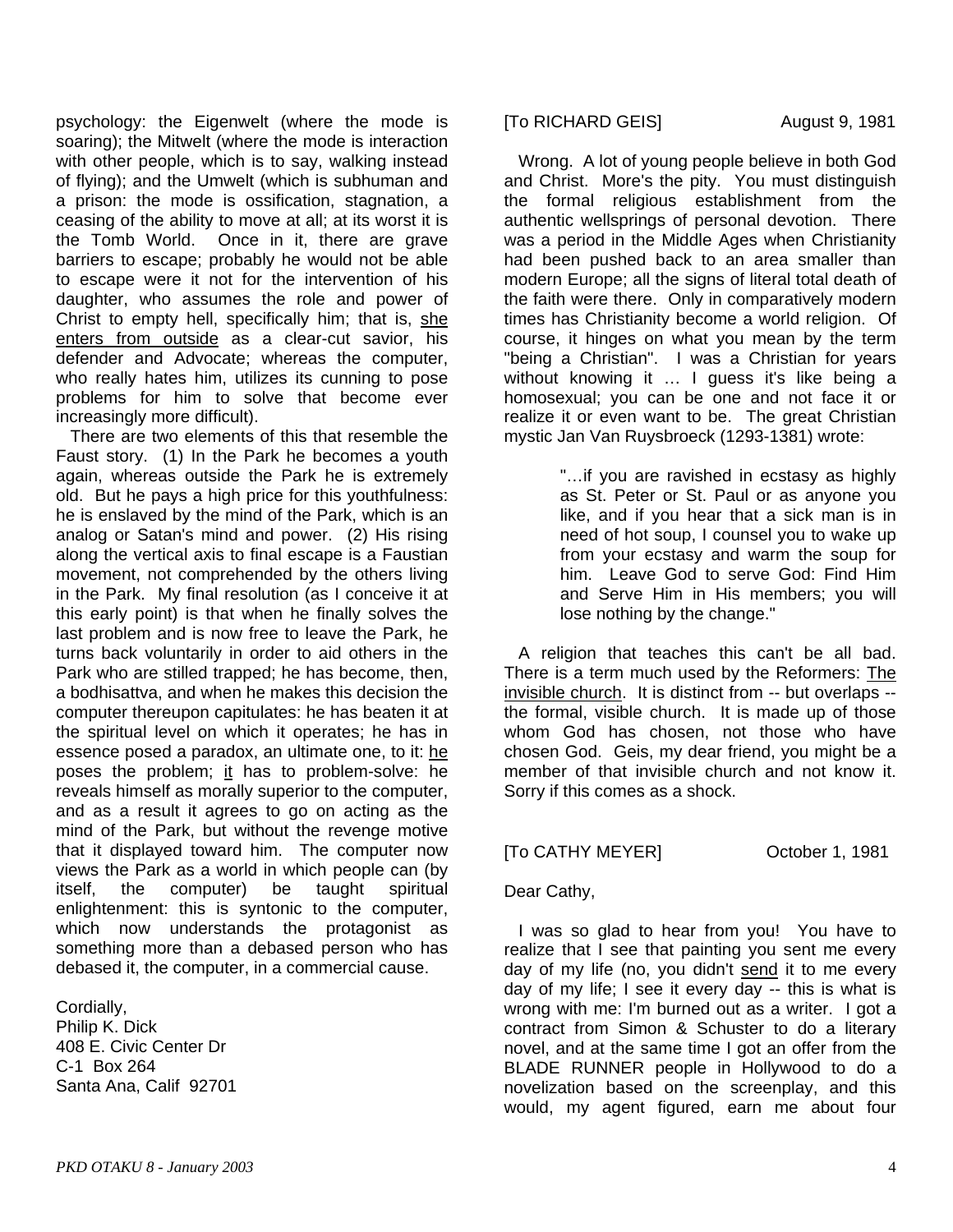psychology: the Eigenwelt (where the mode is soaring); the Mitwelt (where the mode is interaction with other people, which is to say, walking instead of flying); and the Umwelt (which is subhuman and a prison: the mode is ossification, stagnation, a ceasing of the ability to move at all; at its worst it is the Tomb World. Once in it, there are grave barriers to escape; probably he would not be able to escape were it not for the intervention of his daughter, who assumes the role and power of Christ to empty hell, specifically him; that is, <u>she enters from outside</u> as a clear-cut savior, his defender and Advocate; whereas the computer, who really hates him, utilizes its cunning to pose problems for him to solve that become ever increasingly more difficult).

There are two elements of this that resemble the Faust story. (1) In the Park he becomes a youth again, whereas outside the Park he is extremely old. But he pays a high price for this youthfulness: he is enslaved by the mind of the Park, which is an analog or Satan's mind and power. (2) His rising along the vertical axis to final escape is a Faustian movement, not comprehended by the others living in the Park. My final resolution (as I conceive it at this early point) is that when he finally solves the last problem and is now free to leave the Park, he turns back voluntarily in order to aid others in the Park who are stilled trapped; he has become, then, a bodhisattva, and when he makes this decision the computer thereupon capitulates: he has beaten it at the spiritual level on which it operates; he has in essence posed a paradox, an ultimate one, to it: <u>he</u> poses the problem; <u>it</u> has to problem-solve: he reveals himself as morally superior to the computer, and as a result it agrees to go on acting as the mind of the Park, but without the revenge motive that it displayed toward him. The computer now views the Park as a world in which people can (by itself, the computer) be taught spiritual enlightenment: this is syntonic to the computer, which now understands the protagonist as something more than a debased person who has debased it, the computer, in a commercial cause.

Cordially,
Philip K. Dick
408 E. Civic Center Dr
C-1 Box 264
Santa Ana, Calif 92701

[To RICHARD GEIS] August 9, 1981

Wrong. A lot of young people believe in both God and Christ. More's the pity. You must distinguish the formal religious establishment from the authentic wellsprings of personal devotion. There was a period in the Middle Ages when Christianity had been pushed back to an area smaller than modern Europe; all the signs of literal total death of the faith were there. Only in comparatively modern times has Christianity become a world religion. Of course, it hinges on what you mean by the term "being a Christian". I was a Christian for years without knowing it … I guess it's like being a homosexual; you can be one and not face it or realize it or even want to be. The great Christian mystic Jan Van Ruysbroeck (1293-1381) wrote:

> "…if you are ravished in ecstasy as highly as St. Peter or St. Paul or as anyone you like, and if you hear that a sick man is in need of hot soup, I counsel you to wake up from your ecstasy and warm the soup for him. Leave God to serve God: Find Him and Serve Him in His members; you will lose nothing by the change."

A religion that teaches this can't be all bad. There is a term much used by the Reformers: <u>The invisible church</u>. It is distinct from -- but overlaps -- the formal, visible church. It is made up of those whom God has chosen, not those who have chosen God. Geis, my dear friend, you might be a member of that invisible church and not know it. Sorry if this comes as a shock.

[To CATHY MEYER] October 1, 1981

Dear Cathy,

I was so glad to hear from you! You have to realize that I see that painting you sent me every day of my life (no, you didn't <u>send</u> it to me every day of my life; I see it every day -- this is what is wrong with me: I'm burned out as a writer. I got a contract from Simon & Schuster to do a literary novel, and at the same time I got an offer from the BLADE RUNNER people in Hollywood to do a novelization based on the screenplay, and this would, my agent figured, earn me about four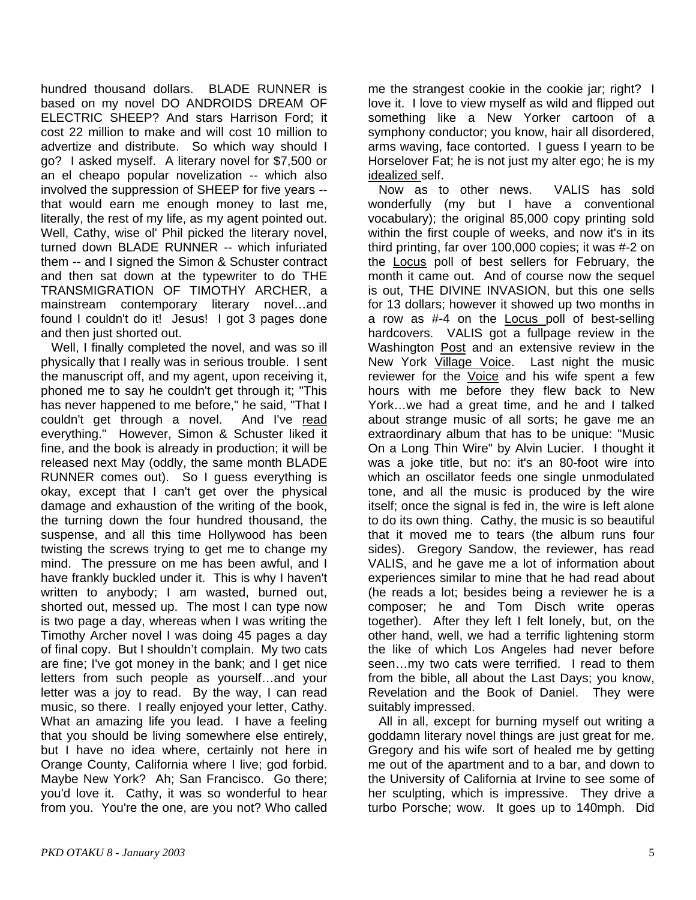hundred thousand dollars. BLADE RUNNER is based on my novel DO ANDROIDS DREAM OF ELECTRIC SHEEP? And stars Harrison Ford; it cost 22 million to make and will cost 10 million to advertize and distribute. So which way should I go? I asked myself. A literary novel for $7,500 or an el cheapo popular novelization -- which also involved the suppression of SHEEP for five years -- that would earn me enough money to last me, literally, the rest of my life, as my agent pointed out. Well, Cathy, wise ol' Phil picked the literary novel, turned down BLADE RUNNER -- which infuriated them -- and I signed the Simon & Schuster contract and then sat down at the typewriter to do THE TRANSMIGRATION OF TIMOTHY ARCHER, a mainstream contemporary literary novel…and found I couldn't do it! Jesus! I got 3 pages done and then just shorted out.

Well, I finally completed the novel, and was so ill physically that I really was in serious trouble. I sent the manuscript off, and my agent, upon receiving it, phoned me to say he couldn't get through it; "This has never happened to me before," he said, "That I couldn't get through a novel. And I've read everything." However, Simon & Schuster liked it fine, and the book is already in production; it will be released next May (oddly, the same month BLADE RUNNER comes out). So I guess everything is okay, except that I can't get over the physical damage and exhaustion of the writing of the book, the turning down the four hundred thousand, the suspense, and all this time Hollywood has been twisting the screws trying to get me to change my mind. The pressure on me has been awful, and I have frankly buckled under it. This is why I haven't written to anybody; I am wasted, burned out, shorted out, messed up. The most I can type now is two page a day, whereas when I was writing the Timothy Archer novel I was doing 45 pages a day of final copy. But I shouldn't complain. My two cats are fine; I've got money in the bank; and I get nice letters from such people as yourself…and your letter was a joy to read. By the way, I can read music, so there. I really enjoyed your letter, Cathy. What an amazing life you lead. I have a feeling that you should be living somewhere else entirely, but I have no idea where, certainly not here in Orange County, California where I live; god forbid. Maybe New York? Ah; San Francisco. Go there; you'd love it. Cathy, it was so wonderful to hear from you. You're the one, are you not? Who called me the strangest cookie in the cookie jar; right? I love it. I love to view myself as wild and flipped out something like a New Yorker cartoon of a symphony conductor; you know, hair all disordered, arms waving, face contorted. I guess I yearn to be Horselover Fat; he is not just my alter ego; he is my idealized self.

Now as to other news. VALIS has sold wonderfully (my but I have a conventional vocabulary); the original 85,000 copy printing sold within the first couple of weeks, and now it's in its third printing, far over 100,000 copies; it was #-2 on the Locus poll of best sellers for February, the month it came out. And of course now the sequel is out, THE DIVINE INVASION, but this one sells for 13 dollars; however it showed up two months in a row as #-4 on the Locus poll of best-selling hardcovers. VALIS got a fullpage review in the Washington Post and an extensive review in the New York Village Voice. Last night the music reviewer for the Voice and his wife spent a few hours with me before they flew back to New York…we had a great time, and he and I talked about strange music of all sorts; he gave me an extraordinary album that has to be unique: "Music On a Long Thin Wire" by Alvin Lucier. I thought it was a joke title, but no: it's an 80-foot wire into which an oscillator feeds one single unmodulated tone, and all the music is produced by the wire itself; once the signal is fed in, the wire is left alone to do its own thing. Cathy, the music is so beautiful that it moved me to tears (the album runs four sides). Gregory Sandow, the reviewer, has read VALIS, and he gave me a lot of information about experiences similar to mine that he had read about (he reads a lot; besides being a reviewer he is a composer; he and Tom Disch write operas together). After they left I felt lonely, but, on the other hand, well, we had a terrific lightening storm the like of which Los Angeles had never before seen…my two cats were terrified. I read to them from the bible, all about the Last Days; you know, Revelation and the Book of Daniel. They were suitably impressed.

All in all, except for burning myself out writing a goddamn literary novel things are just great for me. Gregory and his wife sort of healed me by getting me out of the apartment and to a bar, and down to the University of California at Irvine to see some of her sculpting, which is impressive. They drive a turbo Porsche; wow. It goes up to 140mph. Did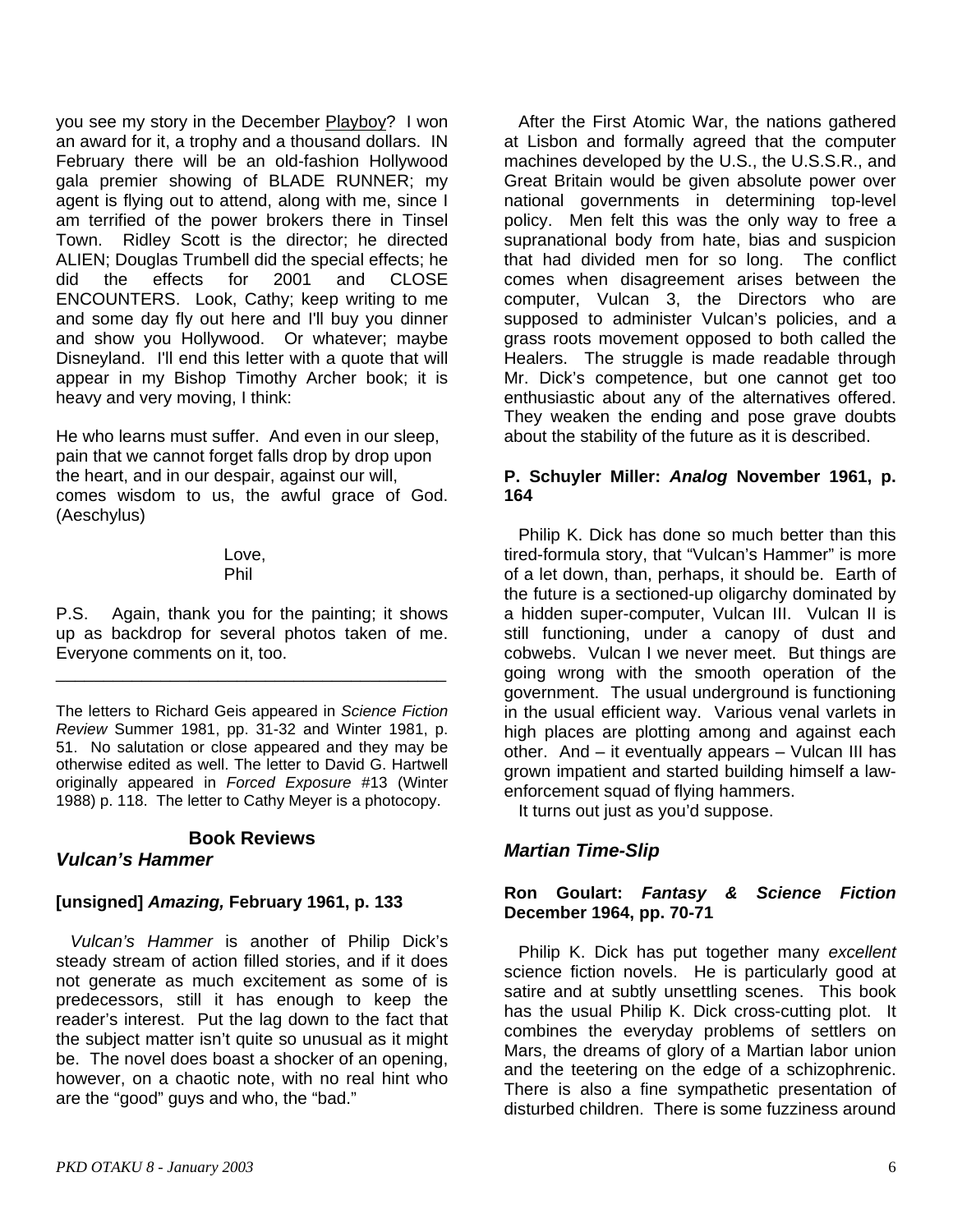you see my story in the December Playboy? I won an award for it, a trophy and a thousand dollars. IN February there will be an old-fashion Hollywood gala premier showing of BLADE RUNNER; my agent is flying out to attend, along with me, since I am terrified of the power brokers there in Tinsel Town. Ridley Scott is the director; he directed ALIEN; Douglas Trumbell did the special effects; he did the effects for 2001 and CLOSE ENCOUNTERS. Look, Cathy; keep writing to me and some day fly out here and I'll buy you dinner and show you Hollywood. Or whatever; maybe Disneyland. I'll end this letter with a quote that will appear in my Bishop Timothy Archer book; it is heavy and very moving, I think:

He who learns must suffer. And even in our sleep,
pain that we cannot forget falls drop by drop upon
the heart, and in our despair, against our will,
comes wisdom to us, the awful grace of God. (Aeschylus)

Love,
Phil

P.S. Again, thank you for the painting; it shows up as backdrop for several photos taken of me. Everyone comments on it, too.

---

The letters to Richard Geis appeared in *Science Fiction Review* Summer 1981, pp. 31-32 and Winter 1981, p. 51. No salutation or close appeared and they may be otherwise edited as well. The letter to David G. Hartwell originally appeared in *Forced Exposure* #13 (Winter 1988) p. 118. The letter to Cathy Meyer is a photocopy.

## Book Reviews

### *Vulcan's Hammer*

**[unsigned] *Amazing,* February 1961, p. 133**

*Vulcan's Hammer* is another of Philip Dick's steady stream of action filled stories, and if it does not generate as much excitement as some of is predecessors, still it has enough to keep the reader's interest. Put the lag down to the fact that the subject matter isn't quite so unusual as it might be. The novel does boast a shocker of an opening, however, on a chaotic note, with no real hint who are the "good" guys and who, the "bad."

After the First Atomic War, the nations gathered at Lisbon and formally agreed that the computer machines developed by the U.S., the U.S.S.R., and Great Britain would be given absolute power over national governments in determining top-level policy. Men felt this was the only way to free a supranational body from hate, bias and suspicion that had divided men for so long. The conflict comes when disagreement arises between the computer, Vulcan 3, the Directors who are supposed to administer Vulcan's policies, and a grass roots movement opposed to both called the Healers. The struggle is made readable through Mr. Dick's competence, but one cannot get too enthusiastic about any of the alternatives offered. They weaken the ending and pose grave doubts about the stability of the future as it is described.

**P. Schuyler Miller: *Analog* November 1961, p. 164**

Philip K. Dick has done so much better than this tired-formula story, that "Vulcan's Hammer" is more of a let down, than, perhaps, it should be. Earth of the future is a sectioned-up oligarchy dominated by a hidden super-computer, Vulcan III. Vulcan II is still functioning, under a canopy of dust and cobwebs. Vulcan I we never meet. But things are going wrong with the smooth operation of the government. The usual underground is functioning in the usual efficient way. Various venal varlets in high places are plotting among and against each other. And – it eventually appears – Vulcan III has grown impatient and started building himself a law-enforcement squad of flying hammers.

It turns out just as you'd suppose.

### *Martian Time-Slip*

**Ron Goulart: *Fantasy & Science Fiction* December 1964, pp. 70-71**

Philip K. Dick has put together many *excellent* science fiction novels. He is particularly good at satire and at subtly unsettling scenes. This book has the usual Philip K. Dick cross-cutting plot. It combines the everyday problems of settlers on Mars, the dreams of glory of a Martian labor union and the teetering on the edge of a schizophrenic. There is also a fine sympathetic presentation of disturbed children. There is some fuzziness around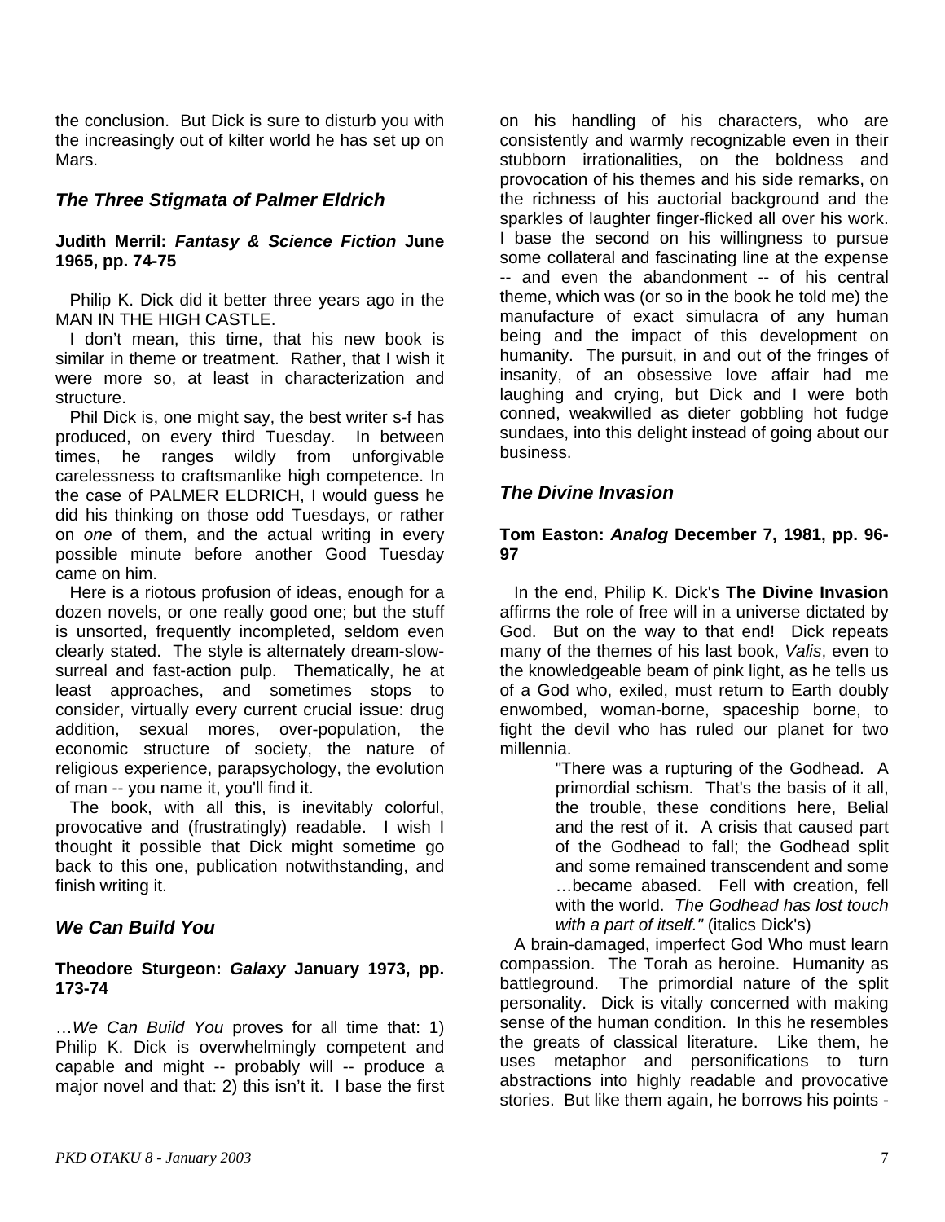the conclusion. But Dick is sure to disturb you with the increasingly out of kilter world he has set up on Mars.

## *The Three Stigmata of Palmer Eldrich*

**Judith Merril: *Fantasy & Science Fiction* June 1965, pp. 74-75**

Philip K. Dick did it better three years ago in the MAN IN THE HIGH CASTLE.

I don't mean, this time, that his new book is similar in theme or treatment. Rather, that I wish it were more so, at least in characterization and structure.

Phil Dick is, one might say, the best writer s-f has produced, on every third Tuesday. In between times, he ranges wildly from unforgivable carelessness to craftsmanlike high competence. In the case of PALMER ELDRICH, I would guess he did his thinking on those odd Tuesdays, or rather on *one* of them, and the actual writing in every possible minute before another Good Tuesday came on him.

Here is a riotous profusion of ideas, enough for a dozen novels, or one really good one; but the stuff is unsorted, frequently incompleted, seldom even clearly stated. The style is alternately dream-slow-surreal and fast-action pulp. Thematically, he at least approaches, and sometimes stops to consider, virtually every current crucial issue: drug addition, sexual mores, over-population, the economic structure of society, the nature of religious experience, parapsychology, the evolution of man -- you name it, you'll find it.

The book, with all this, is inevitably colorful, provocative and (frustratingly) readable. I wish I thought it possible that Dick might sometime go back to this one, publication notwithstanding, and finish writing it.

## *We Can Build You*

**Theodore Sturgeon: *Galaxy* January 1973, pp. 173-74**

…*We Can Build You* proves for all time that: 1) Philip K. Dick is overwhelmingly competent and capable and might -- probably will -- produce a major novel and that: 2) this isn't it. I base the first on his handling of his characters, who are consistently and warmly recognizable even in their stubborn irrationalities, on the boldness and provocation of his themes and his side remarks, on the richness of his auctorial background and the sparkles of laughter finger-flicked all over his work. I base the second on his willingness to pursue some collateral and fascinating line at the expense -- and even the abandonment -- of his central theme, which was (or so in the book he told me) the manufacture of exact simulacra of any human being and the impact of this development on humanity. The pursuit, in and out of the fringes of insanity, of an obsessive love affair had me laughing and crying, but Dick and I were both conned, weakwilled as dieter gobbling hot fudge sundaes, into this delight instead of going about our business.

## *The Divine Invasion*

**Tom Easton: *Analog* December 7, 1981, pp. 96-97**

In the end, Philip K. Dick's **The Divine Invasion** affirms the role of free will in a universe dictated by God. But on the way to that end! Dick repeats many of the themes of his last book, *Valis*, even to the knowledgeable beam of pink light, as he tells us of a God who, exiled, must return to Earth doubly enwombed, woman-borne, spaceship borne, to fight the devil who has ruled our planet for two millennia.

> "There was a rupturing of the Godhead. A primordial schism. That's the basis of it all, the trouble, these conditions here, Belial and the rest of it. A crisis that caused part of the Godhead to fall; the Godhead split and some remained transcendent and some …became abased. Fell with creation, fell with the world. *The Godhead has lost touch with a part of itself."* (italics Dick's)

A brain-damaged, imperfect God Who must learn compassion. The Torah as heroine. Humanity as battleground. The primordial nature of the split personality. Dick is vitally concerned with making sense of the human condition. In this he resembles the greats of classical literature. Like them, he uses metaphor and personifications to turn abstractions into highly readable and provocative stories. But like them again, he borrows his points -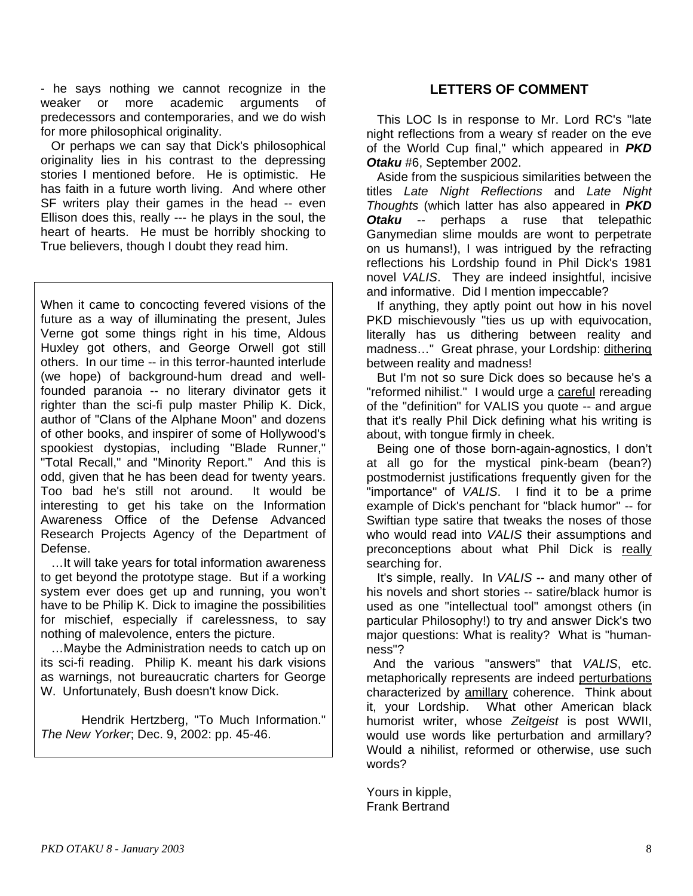- he says nothing we cannot recognize in the weaker or more academic arguments of predecessors and contemporaries, and we do wish for more philosophical originality.

Or perhaps we can say that Dick's philosophical originality lies in his contrast to the depressing stories I mentioned before. He is optimistic. He has faith in a future worth living. And where other SF writers play their games in the head -- even Ellison does this, really --- he plays in the soul, the heart of hearts. He must be horribly shocking to True believers, though I doubt they read him.

---

When it came to concocting fevered visions of the future as a way of illuminating the present, Jules Verne got some things right in his time, Aldous Huxley got others, and George Orwell got still others. In our time -- in this terror-haunted interlude (we hope) of background-hum dread and well-founded paranoia -- no literary divinator gets it righter than the sci-fi pulp master Philip K. Dick, author of "Clans of the Alphane Moon" and dozens of other books, and inspirer of some of Hollywood's spookiest dystopias, including "Blade Runner," "Total Recall," and "Minority Report." And this is odd, given that he has been dead for twenty years. Too bad he's still not around. It would be interesting to get his take on the Information Awareness Office of the Defense Advanced Research Projects Agency of the Department of Defense.

…It will take years for total information awareness to get beyond the prototype stage. But if a working system ever does get up and running, you won't have to be Philip K. Dick to imagine the possibilities for mischief, especially if carelessness, to say nothing of malevolence, enters the picture.

…Maybe the Administration needs to catch up on its sci-fi reading. Philip K. meant his dark visions as warnings, not bureaucratic charters for George W. Unfortunately, Bush doesn't know Dick.

Hendrik Hertzberg, "To Much Information." *The New Yorker*; Dec. 9, 2002: pp. 45-46.

---

## LETTERS OF COMMENT

This LOC Is in response to Mr. Lord RC's "late night reflections from a weary sf reader on the eve of the World Cup final," which appeared in ***PKD Otaku*** #6, September 2002.

Aside from the suspicious similarities between the titles *Late Night Reflections* and *Late Night Thoughts* (which latter has also appeared in ***PKD Otaku*** -- perhaps a ruse that telepathic Ganymedian slime moulds are wont to perpetrate on us humans!), I was intrigued by the refracting reflections his Lordship found in Phil Dick's 1981 novel *VALIS*. They are indeed insightful, incisive and informative. Did I mention impeccable?

If anything, they aptly point out how in his novel PKD mischievously "ties us up with equivocation, literally has us dithering between reality and madness…" Great phrase, your Lordship: dithering between reality and madness!

But I'm not so sure Dick does so because he's a "reformed nihilist." I would urge a careful rereading of the "definition" for VALIS you quote -- and argue that it's really Phil Dick defining what his writing is about, with tongue firmly in cheek.

Being one of those born-again-agnostics, I don't at all go for the mystical pink-beam (bean?) postmodernist justifications frequently given for the "importance" of *VALIS*. I find it to be a prime example of Dick's penchant for "black humor" -- for Swiftian type satire that tweaks the noses of those who would read into *VALIS* their assumptions and preconceptions about what Phil Dick is really searching for.

It's simple, really. In *VALIS* -- and many other of his novels and short stories -- satire/black humor is used as one "intellectual tool" amongst others (in particular Philosophy!) to try and answer Dick's two major questions: What is reality? What is "human-ness"?

And the various "answers" that *VALIS*, etc. metaphorically represents are indeed perturbations characterized by amillary coherence. Think about it, your Lordship. What other American black humorist writer, whose *Zeitgeist* is post WWII, would use words like perturbation and armillary? Would a nihilist, reformed or otherwise, use such words?

Yours in kipple,
Frank Bertrand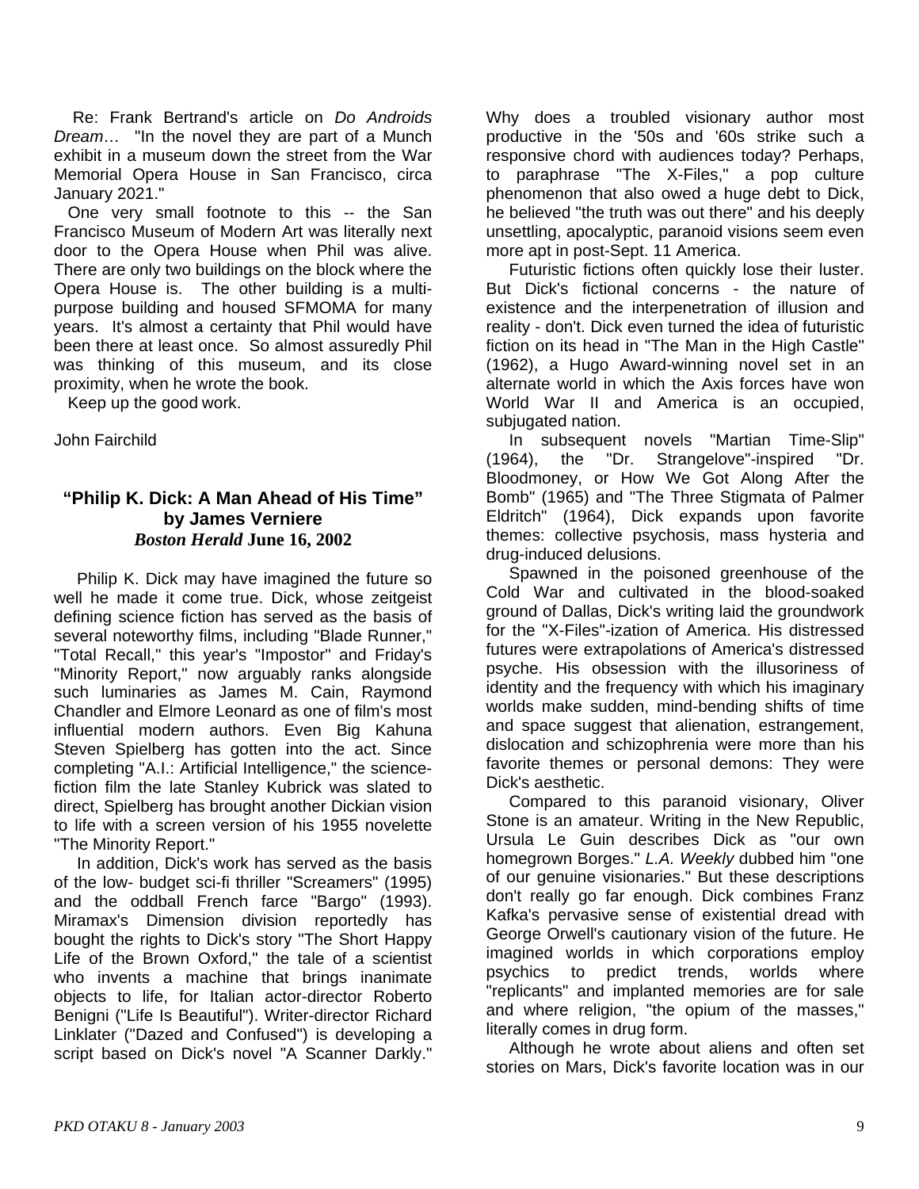Re: Frank Bertrand's article on *Do Androids Dream*… "In the novel they are part of a Munch exhibit in a museum down the street from the War Memorial Opera House in San Francisco, circa January 2021."

One very small footnote to this -- the San Francisco Museum of Modern Art was literally next door to the Opera House when Phil was alive. There are only two buildings on the block where the Opera House is. The other building is a multi-purpose building and housed SFMOMA for many years. It's almost a certainty that Phil would have been there at least once. So almost assuredly Phil was thinking of this museum, and its close proximity, when he wrote the book.

Keep up the good work.

John Fairchild

### "Philip K. Dick: A Man Ahead of His Time" by James Verniere
### *Boston Herald* June 16, 2002

Philip K. Dick may have imagined the future so well he made it come true. Dick, whose zeitgeist defining science fiction has served as the basis of several noteworthy films, including "Blade Runner," "Total Recall," this year's "Impostor" and Friday's "Minority Report," now arguably ranks alongside such luminaries as James M. Cain, Raymond Chandler and Elmore Leonard as one of film's most influential modern authors. Even Big Kahuna Steven Spielberg has gotten into the act. Since completing "A.I.: Artificial Intelligence," the science-fiction film the late Stanley Kubrick was slated to direct, Spielberg has brought another Dickian vision to life with a screen version of his 1955 novelette "The Minority Report."

In addition, Dick's work has served as the basis of the low- budget sci-fi thriller "Screamers" (1995) and the oddball French farce "Bargo" (1993). Miramax's Dimension division reportedly has bought the rights to Dick's story "The Short Happy Life of the Brown Oxford," the tale of a scientist who invents a machine that brings inanimate objects to life, for Italian actor-director Roberto Benigni ("Life Is Beautiful"). Writer-director Richard Linklater ("Dazed and Confused") is developing a script based on Dick's novel "A Scanner Darkly." Why does a troubled visionary author most productive in the '50s and '60s strike such a responsive chord with audiences today? Perhaps, to paraphrase "The X-Files," a pop culture phenomenon that also owed a huge debt to Dick, he believed "the truth was out there" and his deeply unsettling, apocalyptic, paranoid visions seem even more apt in post-Sept. 11 America.

Futuristic fictions often quickly lose their luster. But Dick's fictional concerns - the nature of existence and the interpenetration of illusion and reality - don't. Dick even turned the idea of futuristic fiction on its head in "The Man in the High Castle" (1962), a Hugo Award-winning novel set in an alternate world in which the Axis forces have won World War II and America is an occupied, subjugated nation.

In subsequent novels "Martian Time-Slip" (1964), the "Dr. Strangelove"-inspired "Dr. Bloodmoney, or How We Got Along After the Bomb" (1965) and "The Three Stigmata of Palmer Eldritch" (1964), Dick expands upon favorite themes: collective psychosis, mass hysteria and drug-induced delusions.

Spawned in the poisoned greenhouse of the Cold War and cultivated in the blood-soaked ground of Dallas, Dick's writing laid the groundwork for the "X-Files"-ization of America. His distressed futures were extrapolations of America's distressed psyche. His obsession with the illusoriness of identity and the frequency with which his imaginary worlds make sudden, mind-bending shifts of time and space suggest that alienation, estrangement, dislocation and schizophrenia were more than his favorite themes or personal demons: They were Dick's aesthetic.

Compared to this paranoid visionary, Oliver Stone is an amateur. Writing in the New Republic, Ursula Le Guin describes Dick as "our own homegrown Borges." *L.A. Weekly* dubbed him "one of our genuine visionaries." But these descriptions don't really go far enough. Dick combines Franz Kafka's pervasive sense of existential dread with George Orwell's cautionary vision of the future. He imagined worlds in which corporations employ psychics to predict trends, worlds where "replicants" and implanted memories are for sale and where religion, "the opium of the masses," literally comes in drug form.

Although he wrote about aliens and often set stories on Mars, Dick's favorite location was in our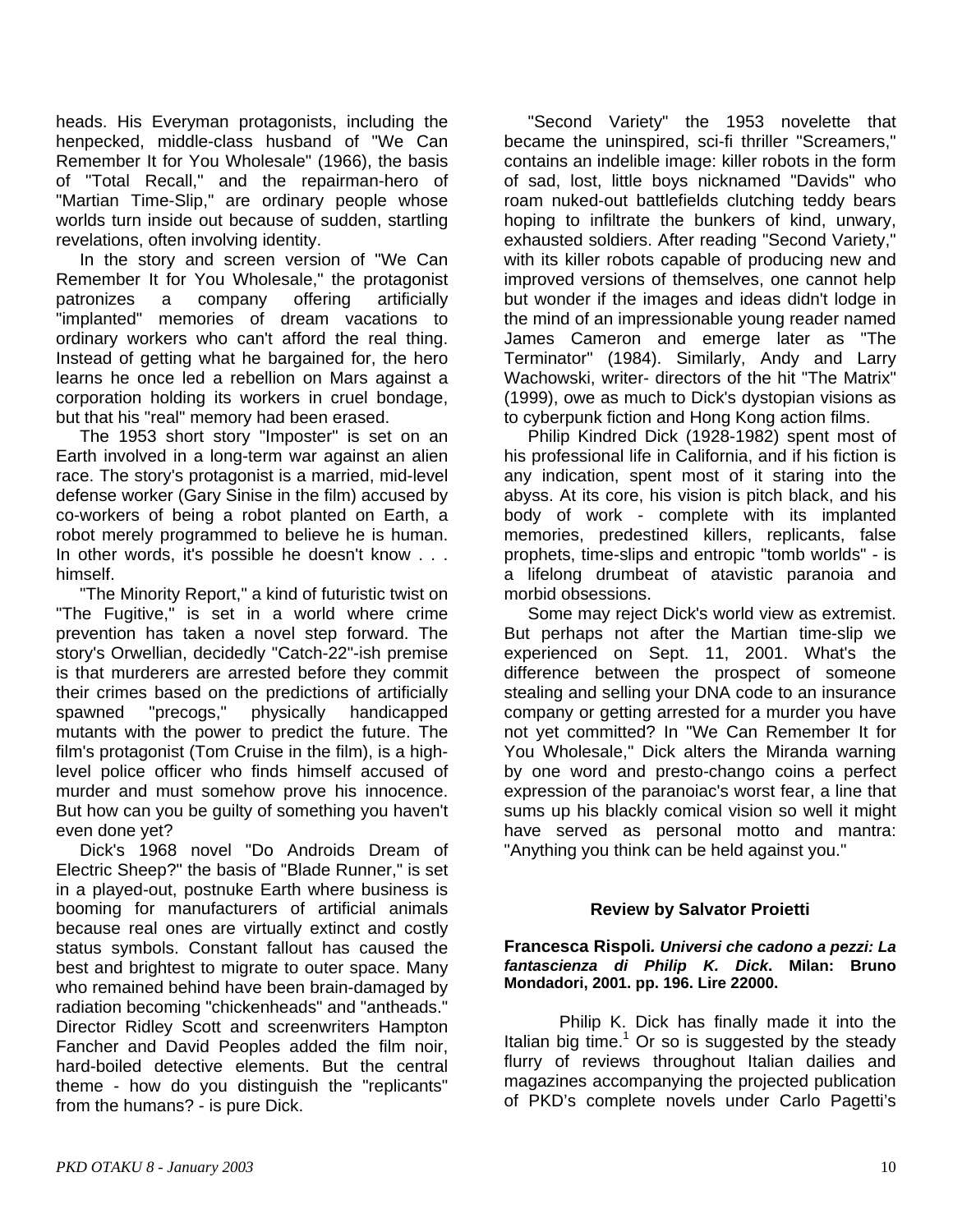heads. His Everyman protagonists, including the henpecked, middle-class husband of "We Can Remember It for You Wholesale" (1966), the basis of "Total Recall," and the repairman-hero of "Martian Time-Slip," are ordinary people whose worlds turn inside out because of sudden, startling revelations, often involving identity.

In the story and screen version of "We Can Remember It for You Wholesale," the protagonist patronizes a company offering artificially "implanted" memories of dream vacations to ordinary workers who can't afford the real thing. Instead of getting what he bargained for, the hero learns he once led a rebellion on Mars against a corporation holding its workers in cruel bondage, but that his "real" memory had been erased.

The 1953 short story "Imposter" is set on an Earth involved in a long-term war against an alien race. The story's protagonist is a married, mid-level defense worker (Gary Sinise in the film) accused by co-workers of being a robot planted on Earth, a robot merely programmed to believe he is human. In other words, it's possible he doesn't know . . . himself.

"The Minority Report," a kind of futuristic twist on "The Fugitive," is set in a world where crime prevention has taken a novel step forward. The story's Orwellian, decidedly "Catch-22"-ish premise is that murderers are arrested before they commit their crimes based on the predictions of artificially spawned "precogs," physically handicapped mutants with the power to predict the future. The film's protagonist (Tom Cruise in the film), is a high-level police officer who finds himself accused of murder and must somehow prove his innocence. But how can you be guilty of something you haven't even done yet?

Dick's 1968 novel "Do Androids Dream of Electric Sheep?" the basis of "Blade Runner," is set in a played-out, postnuke Earth where business is booming for manufacturers of artificial animals because real ones are virtually extinct and costly status symbols. Constant fallout has caused the best and brightest to migrate to outer space. Many who remained behind have been brain-damaged by radiation becoming "chickenheads" and "antheads." Director Ridley Scott and screenwriters Hampton Fancher and David Peoples added the film noir, hard-boiled detective elements. But the central theme - how do you distinguish the "replicants" from the humans? - is pure Dick.

"Second Variety" the 1953 novelette that became the uninspired, sci-fi thriller "Screamers," contains an indelible image: killer robots in the form of sad, lost, little boys nicknamed "Davids" who roam nuked-out battlefields clutching teddy bears hoping to infiltrate the bunkers of kind, unwary, exhausted soldiers. After reading "Second Variety," with its killer robots capable of producing new and improved versions of themselves, one cannot help but wonder if the images and ideas didn't lodge in the mind of an impressionable young reader named James Cameron and emerge later as "The Terminator" (1984). Similarly, Andy and Larry Wachowski, writer- directors of the hit "The Matrix" (1999), owe as much to Dick's dystopian visions as to cyberpunk fiction and Hong Kong action films.

Philip Kindred Dick (1928-1982) spent most of his professional life in California, and if his fiction is any indication, spent most of it staring into the abyss. At its core, his vision is pitch black, and his body of work - complete with its implanted memories, predestined killers, replicants, false prophets, time-slips and entropic "tomb worlds" - is a lifelong drumbeat of atavistic paranoia and morbid obsessions.

Some may reject Dick's world view as extremist. But perhaps not after the Martian time-slip we experienced on Sept. 11, 2001. What's the difference between the prospect of someone stealing and selling your DNA code to an insurance company or getting arrested for a murder you have not yet committed? In "We Can Remember It for You Wholesale," Dick alters the Miranda warning by one word and presto-chango coins a perfect expression of the paranoiac's worst fear, a line that sums up his blackly comical vision so well it might have served as personal motto and mantra: "Anything you think can be held against you."

## Review by Salvator Proietti

**Francesca Rispoli. *Universi che cadono a pezzi: La fantascienza di Philip K. Dick*. Milan: Bruno Mondadori, 2001. pp. 196. Lire 22000.**

Philip K. Dick has finally made it into the Italian big time.[1] Or so is suggested by the steady flurry of reviews throughout Italian dailies and magazines accompanying the projected publication of PKD's complete novels under Carlo Pagetti's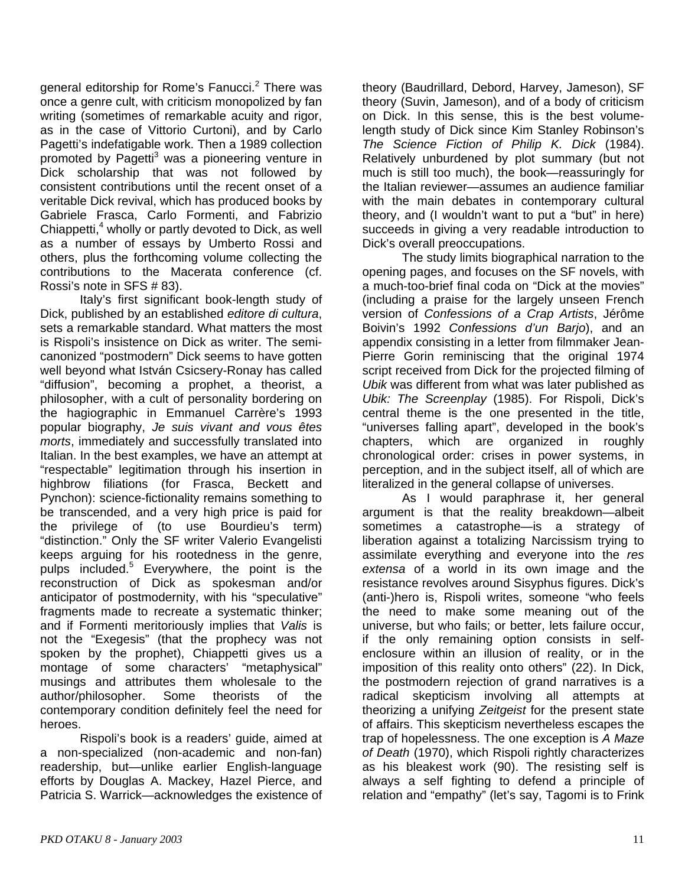general editorship for Rome's Fanucci.[2] There was once a genre cult, with criticism monopolized by fan writing (sometimes of remarkable acuity and rigor, as in the case of Vittorio Curtoni), and by Carlo Pagetti's indefatigable work. Then a 1989 collection promoted by Pagetti[3] was a pioneering venture in Dick scholarship that was not followed by consistent contributions until the recent onset of a veritable Dick revival, which has produced books by Gabriele Frasca, Carlo Formenti, and Fabrizio Chiappetti,[4] wholly or partly devoted to Dick, as well as a number of essays by Umberto Rossi and others, plus the forthcoming volume collecting the contributions to the Macerata conference (cf. Rossi's note in SFS # 83).

Italy's first significant book-length study of Dick, published by an established *editore di cultura*, sets a remarkable standard. What matters the most is Rispoli's insistence on Dick as writer. The semi-canonized "postmodern" Dick seems to have gotten well beyond what István Csicsery-Ronay has called "diffusion", becoming a prophet, a theorist, a philosopher, with a cult of personality bordering on the hagiographic in Emmanuel Carrère's 1993 popular biography, *Je suis vivant and vous êtes morts*, immediately and successfully translated into Italian. In the best examples, we have an attempt at "respectable" legitimation through his insertion in highbrow filiations (for Frasca, Beckett and Pynchon): science-fictionality remains something to be transcended, and a very high price is paid for the privilege of (to use Bourdieu's term) "distinction." Only the SF writer Valerio Evangelisti keeps arguing for his rootedness in the genre, pulps included.[5] Everywhere, the point is the reconstruction of Dick as spokesman and/or anticipator of postmodernity, with his "speculative" fragments made to recreate a systematic thinker; and if Formenti meritoriously implies that *Valis* is not the "Exegesis" (that the prophecy was not spoken by the prophet), Chiappetti gives us a montage of some characters' "metaphysical" musings and attributes them wholesale to the author/philosopher. Some theorists of the contemporary condition definitely feel the need for heroes.

Rispoli's book is a readers' guide, aimed at a non-specialized (non-academic and non-fan) readership, but—unlike earlier English-language efforts by Douglas A. Mackey, Hazel Pierce, and Patricia S. Warrick—acknowledges the existence of theory (Baudrillard, Debord, Harvey, Jameson), SF theory (Suvin, Jameson), and of a body of criticism on Dick. In this sense, this is the best volume-length study of Dick since Kim Stanley Robinson's *The Science Fiction of Philip K. Dick* (1984). Relatively unburdened by plot summary (but not much is still too much), the book—reassuringly for the Italian reviewer—assumes an audience familiar with the main debates in contemporary cultural theory, and (I wouldn't want to put a "but" in here) succeeds in giving a very readable introduction to Dick's overall preoccupations.

The study limits biographical narration to the opening pages, and focuses on the SF novels, with a much-too-brief final coda on "Dick at the movies" (including a praise for the largely unseen French version of *Confessions of a Crap Artists*, Jérôme Boivin's 1992 *Confessions d'un Barjo*), and an appendix consisting in a letter from filmmaker Jean-Pierre Gorin reminiscing that the original 1974 script received from Dick for the projected filming of *Ubik* was different from what was later published as *Ubik: The Screenplay* (1985). For Rispoli, Dick's central theme is the one presented in the title, "universes falling apart", developed in the book's chapters, which are organized in roughly chronological order: crises in power systems, in perception, and in the subject itself, all of which are literalized in the general collapse of universes.

As I would paraphrase it, her general argument is that the reality breakdown—albeit sometimes a catastrophe—is a strategy of liberation against a totalizing Narcissism trying to assimilate everything and everyone into the *res extensa* of a world in its own image and the resistance revolves around Sisyphus figures. Dick's (anti-)hero is, Rispoli writes, someone "who feels the need to make some meaning out of the universe, but who fails; or better, lets failure occur, if the only remaining option consists in self-enclosure within an illusion of reality, or in the imposition of this reality onto others" (22). In Dick, the postmodern rejection of grand narratives is a radical skepticism involving all attempts at theorizing a unifying *Zeitgeist* for the present state of affairs. This skepticism nevertheless escapes the trap of hopelessness. The one exception is *A Maze of Death* (1970), which Rispoli rightly characterizes as his bleakest work (90). The resisting self is always a self fighting to defend a principle of relation and "empathy" (let's say, Tagomi is to Frink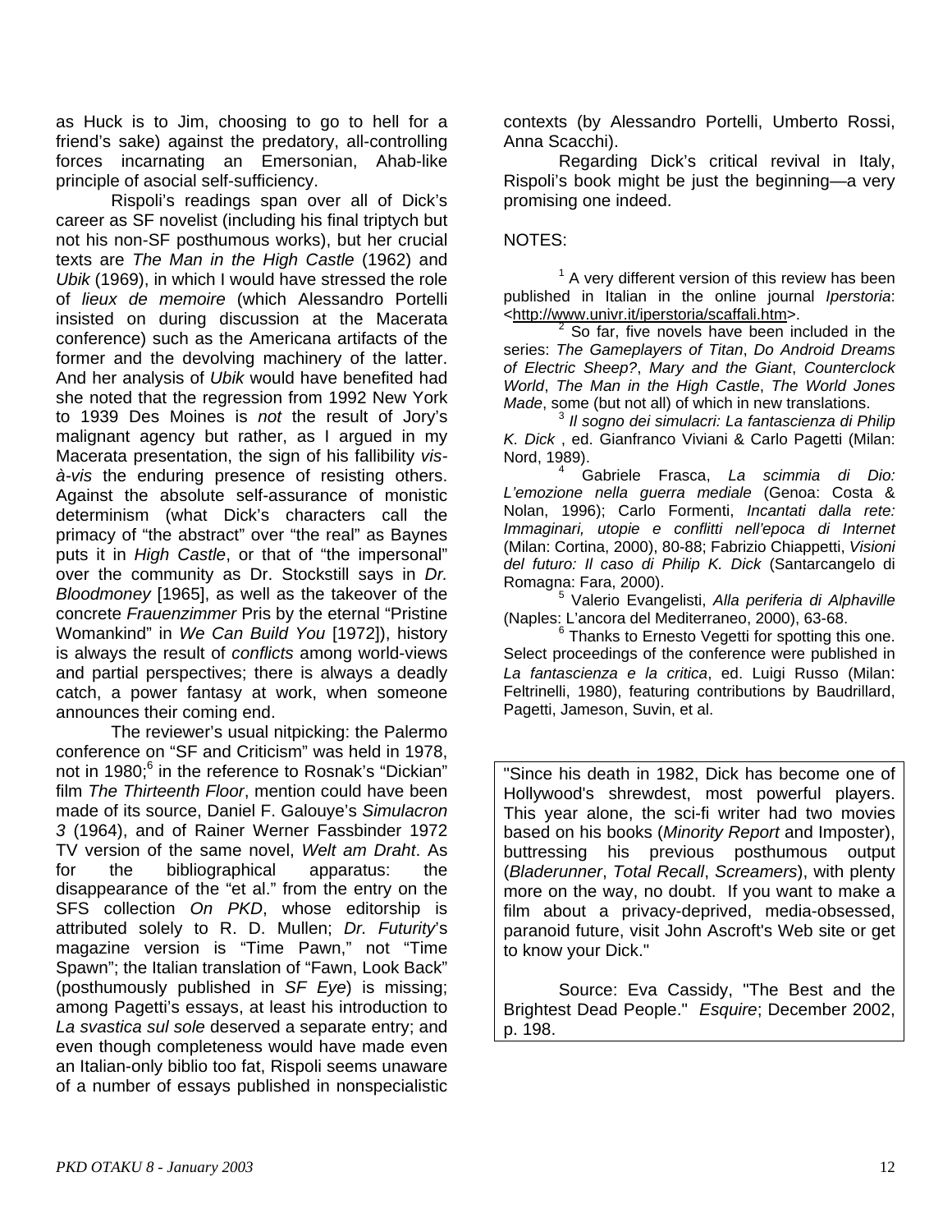as Huck is to Jim, choosing to go to hell for a friend's sake) against the predatory, all-controlling forces incarnating an Emersonian, Ahab-like principle of asocial self-sufficiency.

Rispoli's readings span over all of Dick's career as SF novelist (including his final triptych but not his non-SF posthumous works), but her crucial texts are *The Man in the High Castle* (1962) and *Ubik* (1969), in which I would have stressed the role of *lieux de memoire* (which Alessandro Portelli insisted on during discussion at the Macerata conference) such as the Americana artifacts of the former and the devolving machinery of the latter. And her analysis of *Ubik* would have benefited had she noted that the regression from 1992 New York to 1939 Des Moines is *not* the result of Jory's malignant agency but rather, as I argued in my Macerata presentation, the sign of his fallibility *vis-à-vis* the enduring presence of resisting others. Against the absolute self-assurance of monistic determinism (what Dick's characters call the primacy of "the abstract" over "the real" as Baynes puts it in *High Castle*, or that of "the impersonal" over the community as Dr. Stockstill says in *Dr. Bloodmoney* [1965], as well as the takeover of the concrete *Frauenzimmer* Pris by the eternal "Pristine Womankind" in *We Can Build You* [1972]), history is always the result of *conflicts* among world-views and partial perspectives; there is always a deadly catch, a power fantasy at work, when someone announces their coming end.

The reviewer's usual nitpicking: the Palermo conference on "SF and Criticism" was held in 1978, not in 1980;[6] in the reference to Rosnak's "Dickian" film *The Thirteenth Floor*, mention could have been made of its source, Daniel F. Galouye's *Simulacron 3* (1964), and of Rainer Werner Fassbinder 1972 TV version of the same novel, *Welt am Draht*. As for the bibliographical apparatus: the disappearance of the "et al." from the entry on the SFS collection *On PKD*, whose editorship is attributed solely to R. D. Mullen; *Dr. Futurity*'s magazine version is "Time Pawn," not "Time Spawn"; the Italian translation of "Fawn, Look Back" (posthumously published in *SF Eye*) is missing; among Pagetti's essays, at least his introduction to *La svastica sul sole* deserved a separate entry; and even though completeness would have made even an Italian-only biblio too fat, Rispoli seems unaware of a number of essays published in nonspecialistic contexts (by Alessandro Portelli, Umberto Rossi, Anna Scacchi).

Regarding Dick's critical revival in Italy, Rispoli's book might be just the beginning—a very promising one indeed.

NOTES:

[1] A very different version of this review has been published in Italian in the online journal *Iperstoria*: <http://www.univr.it/iperstoria/scaffali.htm>.

[2] So far, five novels have been included in the series: *The Gameplayers of Titan*, *Do Android Dreams of Electric Sheep?*, *Mary and the Giant*, *Counterclock World*, *The Man in the High Castle*, *The World Jones Made*, some (but not all) of which in new translations.

[3] *Il sogno dei simulacri: La fantascienza di Philip K. Dick* , ed. Gianfranco Viviani & Carlo Pagetti (Milan: Nord, 1989).

[4] Gabriele Frasca, *La scimmia di Dio: L'emozione nella guerra mediale* (Genoa: Costa & Nolan, 1996); Carlo Formenti, *Incantati dalla rete: Immaginari, utopie e conflitti nell'epoca di Internet* (Milan: Cortina, 2000), 80-88; Fabrizio Chiappetti, *Visioni del futuro: Il caso di Philip K. Dick* (Santarcangelo di Romagna: Fara, 2000).

[5] Valerio Evangelisti, *Alla periferia di Alphaville* (Naples: L'ancora del Mediterraneo, 2000), 63-68.

[6] Thanks to Ernesto Vegetti for spotting this one. Select proceedings of the conference were published in *La fantascienza e la critica*, ed. Luigi Russo (Milan: Feltrinelli, 1980), featuring contributions by Baudrillard, Pagetti, Jameson, Suvin, et al.

---

"Since his death in 1982, Dick has become one of Hollywood's shrewdest, most powerful players. This year alone, the sci-fi writer had two movies based on his books (*Minority Report* and Imposter), buttressing his previous posthumous output (*Bladerunner*, *Total Recall*, *Screamers*), with plenty more on the way, no doubt. If you want to make a film about a privacy-deprived, media-obsessed, paranoid future, visit John Ascroft's Web site or get to know your Dick."

Source: Eva Cassidy, "The Best and the Brightest Dead People." *Esquire*; December 2002, p. 198.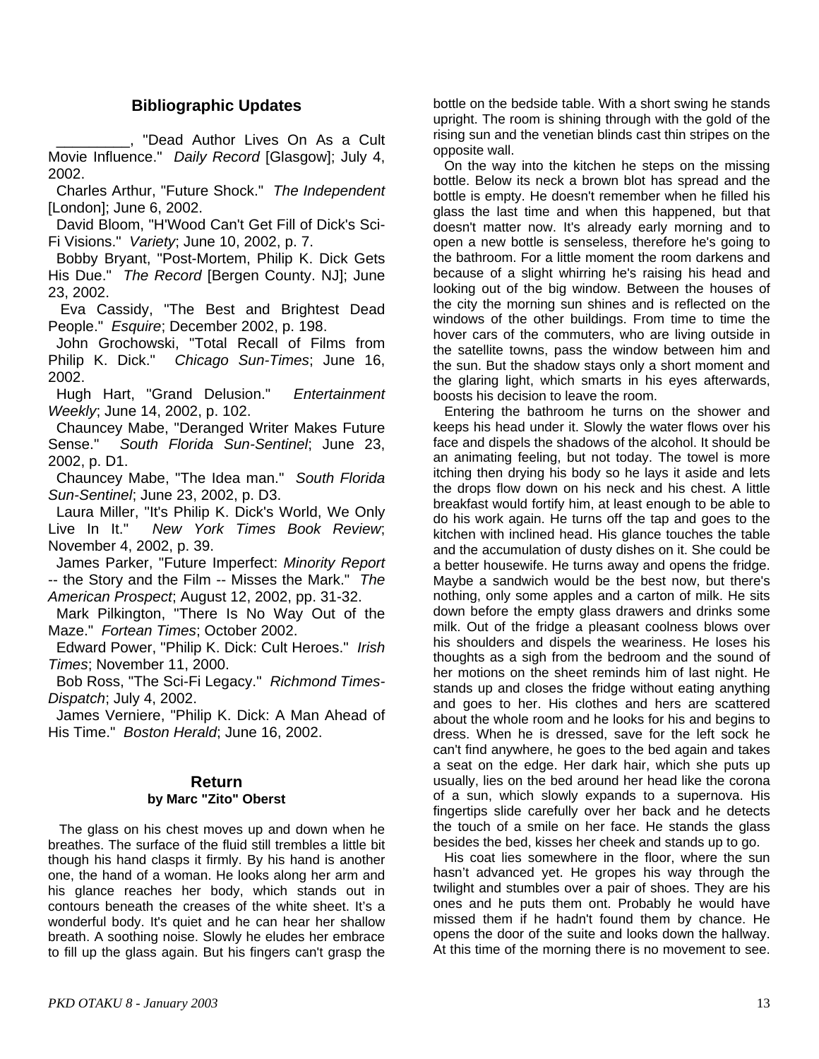## Bibliographic Updates

_________, "Dead Author Lives On As a Cult Movie Influence." *Daily Record* [Glasgow]; July 4, 2002.

Charles Arthur, "Future Shock." *The Independent* [London]; June 6, 2002.

David Bloom, "H'Wood Can't Get Fill of Dick's Sci-Fi Visions." *Variety*; June 10, 2002, p. 7.

Bobby Bryant, "Post-Mortem, Philip K. Dick Gets His Due." *The Record* [Bergen County. NJ]; June 23, 2002.

Eva Cassidy, "The Best and Brightest Dead People." *Esquire*; December 2002, p. 198.

John Grochowski, "Total Recall of Films from Philip K. Dick." *Chicago Sun-Times*; June 16, 2002.

Hugh Hart, "Grand Delusion." *Entertainment Weekly*; June 14, 2002, p. 102.

Chauncey Mabe, "Deranged Writer Makes Future Sense." *South Florida Sun-Sentinel*; June 23, 2002, p. D1.

Chauncey Mabe, "The Idea man." *South Florida Sun-Sentinel*; June 23, 2002, p. D3.

Laura Miller, "It's Philip K. Dick's World, We Only Live In It." *New York Times Book Review*; November 4, 2002, p. 39.

James Parker, "Future Imperfect: *Minority Report* -- the Story and the Film -- Misses the Mark." *The American Prospect*; August 12, 2002, pp. 31-32.

Mark Pilkington, "There Is No Way Out of the Maze." *Fortean Times*; October 2002.

Edward Power, "Philip K. Dick: Cult Heroes." *Irish Times*; November 11, 2000.

Bob Ross, "The Sci-Fi Legacy." *Richmond Times-Dispatch*; July 4, 2002.

James Verniere, "Philip K. Dick: A Man Ahead of His Time." *Boston Herald*; June 16, 2002.

## Return

**by Marc "Zito" Oberst**

The glass on his chest moves up and down when he breathes. The surface of the fluid still trembles a little bit though his hand clasps it firmly. By his hand is another one, the hand of a woman. He looks along her arm and his glance reaches her body, which stands out in contours beneath the creases of the white sheet. It's a wonderful body. It's quiet and he can hear her shallow breath. A soothing noise. Slowly he eludes her embrace to fill up the glass again. But his fingers can't grasp the bottle on the bedside table. With a short swing he stands upright. The room is shining through with the gold of the rising sun and the venetian blinds cast thin stripes on the opposite wall.

On the way into the kitchen he steps on the missing bottle. Below its neck a brown blot has spread and the bottle is empty. He doesn't remember when he filled his glass the last time and when this happened, but that doesn't matter now. It's already early morning and to open a new bottle is senseless, therefore he's going to the bathroom. For a little moment the room darkens and because of a slight whirring he's raising his head and looking out of the big window. Between the houses of the city the morning sun shines and is reflected on the windows of the other buildings. From time to time the hover cars of the commuters, who are living outside in the satellite towns, pass the window between him and the sun. But the shadow stays only a short moment and the glaring light, which smarts in his eyes afterwards, boosts his decision to leave the room.

Entering the bathroom he turns on the shower and keeps his head under it. Slowly the water flows over his face and dispels the shadows of the alcohol. It should be an animating feeling, but not today. The towel is more itching then drying his body so he lays it aside and lets the drops flow down on his neck and his chest. A little breakfast would fortify him, at least enough to be able to do his work again. He turns off the tap and goes to the kitchen with inclined head. His glance touches the table and the accumulation of dusty dishes on it. She could be a better housewife. He turns away and opens the fridge. Maybe a sandwich would be the best now, but there's nothing, only some apples and a carton of milk. He sits down before the empty glass drawers and drinks some milk. Out of the fridge a pleasant coolness blows over his shoulders and dispels the weariness. He loses his thoughts as a sigh from the bedroom and the sound of her motions on the sheet reminds him of last night. He stands up and closes the fridge without eating anything and goes to her. His clothes and hers are scattered about the whole room and he looks for his and begins to dress. When he is dressed, save for the left sock he can't find anywhere, he goes to the bed again and takes a seat on the edge. Her dark hair, which she puts up usually, lies on the bed around her head like the corona of a sun, which slowly expands to a supernova. His fingertips slide carefully over her back and he detects the touch of a smile on her face. He stands the glass besides the bed, kisses her cheek and stands up to go.

His coat lies somewhere in the floor, where the sun hasn't advanced yet. He gropes his way through the twilight and stumbles over a pair of shoes. They are his ones and he puts them ont. Probably he would have missed them if he hadn't found them by chance. He opens the door of the suite and looks down the hallway. At this time of the morning there is no movement to see.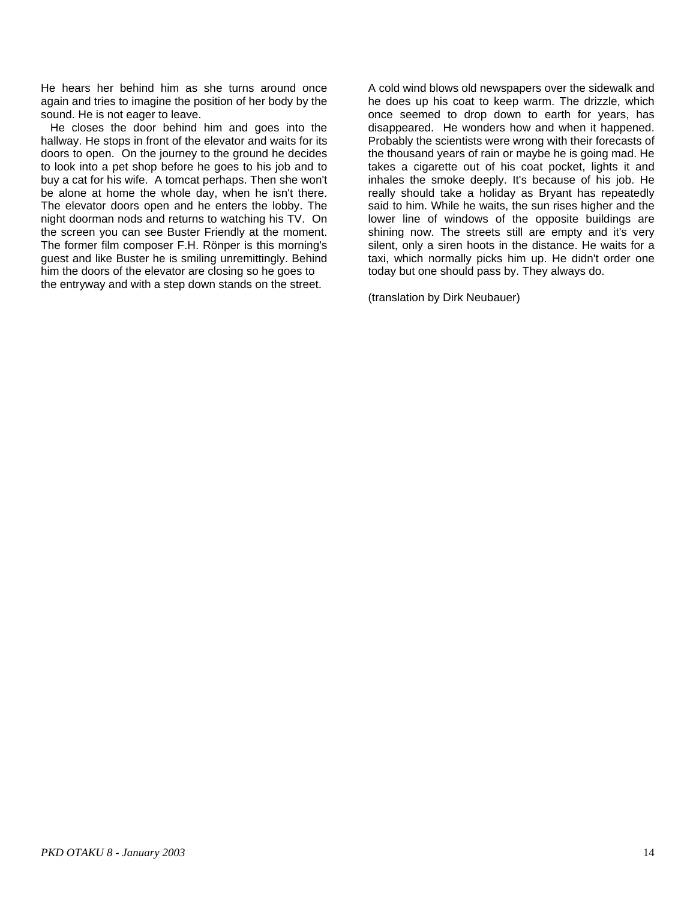He hears her behind him as she turns around once again and tries to imagine the position of her body by the sound. He is not eager to leave.

He closes the door behind him and goes into the hallway. He stops in front of the elevator and waits for its doors to open. On the journey to the ground he decides to look into a pet shop before he goes to his job and to buy a cat for his wife. A tomcat perhaps. Then she won't be alone at home the whole day, when he isn't there. The elevator doors open and he enters the lobby. The night doorman nods and returns to watching his TV. On the screen you can see Buster Friendly at the moment. The former film composer F.H. Rönper is this morning's guest and like Buster he is smiling unremittingly. Behind him the doors of the elevator are closing so he goes to the entryway and with a step down stands on the street. A cold wind blows old newspapers over the sidewalk and he does up his coat to keep warm. The drizzle, which once seemed to drop down to earth for years, has disappeared. He wonders how and when it happened. Probably the scientists were wrong with their forecasts of the thousand years of rain or maybe he is going mad. He takes a cigarette out of his coat pocket, lights it and inhales the smoke deeply. It's because of his job. He really should take a holiday as Bryant has repeatedly said to him. While he waits, the sun rises higher and the lower line of windows of the opposite buildings are shining now. The streets still are empty and it's very silent, only a siren hoots in the distance. He waits for a taxi, which normally picks him up. He didn't order one today but one should pass by. They always do.

(translation by Dirk Neubauer)